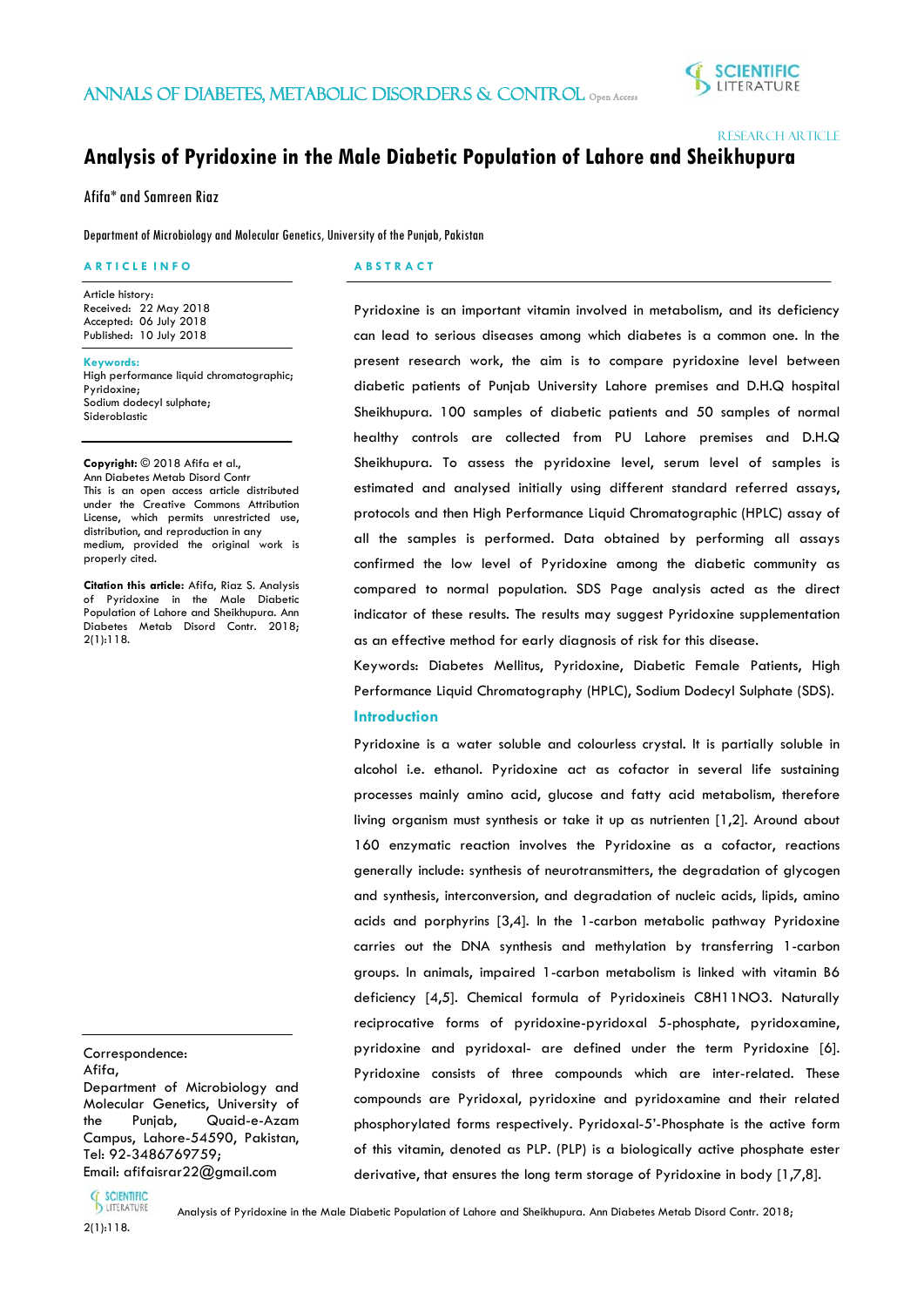RESEARCH ARTICLE

# Analysis of Pyridoxine in the Male Diabetic Population of Lahore and Sheikhupura

Afifa* and Samreen Riaz

Department of Microbiology and Molecular Genetics, University of the Punjab, Pakistan

**ARTICLE INFO**

Article history:
Received: 22 May 2018
Accepted: 06 July 2018
Published: 10 July 2018

**Keywords:**
High performance liquid chromatographic;
Pyridoxine;
Sodium dodecyl sulphate;
Sideroblastic

**Copyright:** © 2018 Afifa et al., Ann Diabetes Metab Disord Contr
This is an open access article distributed under the Creative Commons Attribution License, which permits unrestricted use, distribution, and reproduction in any medium, provided the original work is properly cited.

**Citation this article:** Afifa, Riaz S. Analysis of Pyridoxine in the Male Diabetic Population of Lahore and Sheikhupura. Ann Diabetes Metab Disord Contr. 2018; 2(1):118.

Correspondence:
Afifa,
Department of Microbiology and Molecular Genetics, University of the Punjab, Quaid-e-Azam Campus, Lahore-54590, Pakistan,
Tel: 92-3486769759;
Email: afifaisrar22@gmail.com

**ABSTRACT**

Pyridoxine is an important vitamin involved in metabolism, and its deficiency can lead to serious diseases among which diabetes is a common one. In the present research work, the aim is to compare pyridoxine level between diabetic patients of Punjab University Lahore premises and D.H.Q hospital Sheikhupura. 100 samples of diabetic patients and 50 samples of normal healthy controls are collected from PU Lahore premises and D.H.Q Sheikhupura. To assess the pyridoxine level, serum level of samples is estimated and analysed initially using different standard referred assays, protocols and then High Performance Liquid Chromatographic (HPLC) assay of all the samples is performed. Data obtained by performing all assays confirmed the low level of Pyridoxine among the diabetic community as compared to normal population. SDS Page analysis acted as the direct indicator of these results. The results may suggest Pyridoxine supplementation as an effective method for early diagnosis of risk for this disease.

Keywords: Diabetes Mellitus, Pyridoxine, Diabetic Female Patients, High Performance Liquid Chromatography (HPLC), Sodium Dodecyl Sulphate (SDS).

## Introduction

Pyridoxine is a water soluble and colourless crystal. It is partially soluble in alcohol i.e. ethanol. Pyridoxine act as cofactor in several life sustaining processes mainly amino acid, glucose and fatty acid metabolism, therefore living organism must synthesis or take it up as nutrienten [1,2]. Around about 160 enzymatic reaction involves the Pyridoxine as a cofactor, reactions generally include: synthesis of neurotransmitters, the degradation of glycogen and synthesis, interconversion, and degradation of nucleic acids, lipids, amino acids and porphyrins [3,4]. In the 1-carbon metabolic pathway Pyridoxine carries out the DNA synthesis and methylation by transferring 1-carbon groups. In animals, impaired 1-carbon metabolism is linked with vitamin B6 deficiency [4,5]. Chemical formula of Pyridoxineis $C_8H_{11}NO_3$. Naturally reciprocative forms of pyridoxine-pyridoxal 5-phosphate, pyridoxamine, pyridoxine and pyridoxal- are defined under the term Pyridoxine [6]. Pyridoxine consists of three compounds which are inter-related. These compounds are Pyridoxal, pyridoxine and pyridoxamine and their related phosphorylated forms respectively. Pyridoxal-5'-Phosphate is the active form of this vitamin, denoted as PLP. (PLP) is a biologically active phosphate ester derivative, that ensures the long term storage of Pyridoxine in body [1,7,8].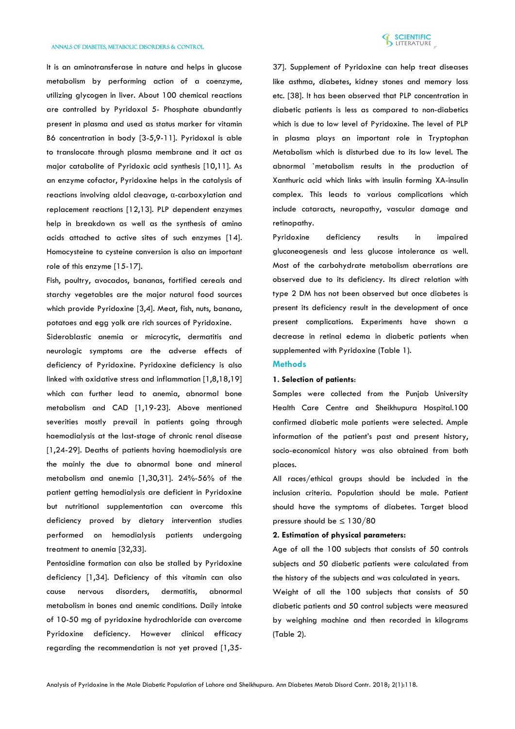It is an aminotransferase in nature and helps in glucose metabolism by performing action of a coenzyme, utilizing glycogen in liver. About 100 chemical reactions are controlled by Pyridoxal 5- Phosphate abundantly present in plasma and used as status marker for vitamin B6 concentration in body [3-5,9-11]. Pyridoxal is able to translocate through plasma membrane and it act as major catabolite of Pyridoxic acid synthesis [10,11]. As an enzyme cofactor, Pyridoxine helps in the catalysis of reactions involving aldol cleavage, α-carboxylation and replacement reactions [12,13]. PLP dependent enzymes help in breakdown as well as the synthesis of amino acids attached to active sites of such enzymes [14]. Homocysteine to cysteine conversion is also an important role of this enzyme [15-17].

Fish, poultry, avocados, bananas, fortified cereals and starchy vegetables are the major natural food sources which provide Pyridoxine [3,4]. Meat, fish, nuts, banana, potatoes and egg yolk are rich sources of Pyridoxine.

Sideroblastic anemia or microcytic, dermatitis and neurologic symptoms are the adverse effects of deficiency of Pyridoxine. Pyridoxine deficiency is also linked with oxidative stress and inflammation [1,8,18,19] which can further lead to anemia, abnormal bone metabolism and CAD [1,19-23]. Above mentioned severities mostly prevail in patients going through haemodialysis at the last-stage of chronic renal disease [1,24-29]. Deaths of patients having haemodialysis are the mainly the due to abnormal bone and mineral metabolism and anemia [1,30,31]. 24%-56% of the patient getting hemodialysis are deficient in Pyridoxine but nutritional supplementation can overcome this deficiency proved by dietary intervention studies performed on hemodialysis patients undergoing treatment to anemia [32,33].

Pentosidine formation can also be stalled by Pyridoxine deficiency [1,34]. Deficiency of this vitamin can also cause nervous disorders, dermatitis, abnormal metabolism in bones and anemic conditions. Daily intake of 10-50 mg of pyridoxine hydrochloride can overcome Pyridoxine deficiency. However clinical efficacy regarding the recommendation is not yet proved [1,35-37]. Supplement of Pyridoxine can help treat diseases like asthma, diabetes, kidney stones and memory loss etc. [38]. It has been observed that PLP concentration in diabetic patients is less as compared to non-diabetics which is due to low level of Pyridoxine. The level of PLP in plasma plays an important role in Tryptophan Metabolism which is disturbed due to its low level. The abnormal `metabolism results in the production of Xanthuric acid which links with insulin forming XA-insulin complex. This leads to various complications which include cataracts, neuropathy, vascular damage and retinopathy.

Pyridoxine deficiency results in impaired gluconeogenesis and less glucose intolerance as well. Most of the carbohydrate metabolism aberrations are observed due to its deficiency. Its direct relation with type 2 DM has not been observed but once diabetes is present its deficiency result in the development of once present complications. Experiments have shown a decrease in retinal edema in diabetic patients when supplemented with Pyridoxine (Table 1).

## Methods

**1. Selection of patients:**

Samples were collected from the Punjab University Health Care Centre and Sheikhupura Hospital.100 confirmed diabetic male patients were selected. Ample information of the patient's past and present history, socio-economical history was also obtained from both places.

All races/ethical groups should be included in the inclusion criteria. Population should be male. Patient should have the symptoms of diabetes. Target blood pressure should be ≤ 130/80

**2. Estimation of physical parameters:**

Age of all the 100 subjects that consists of 50 controls subjects and 50 diabetic patients were calculated from the history of the subjects and was calculated in years.

Weight of all the 100 subjects that consists of 50 diabetic patients and 50 control subjects were measured by weighing machine and then recorded in kilograms (Table 2).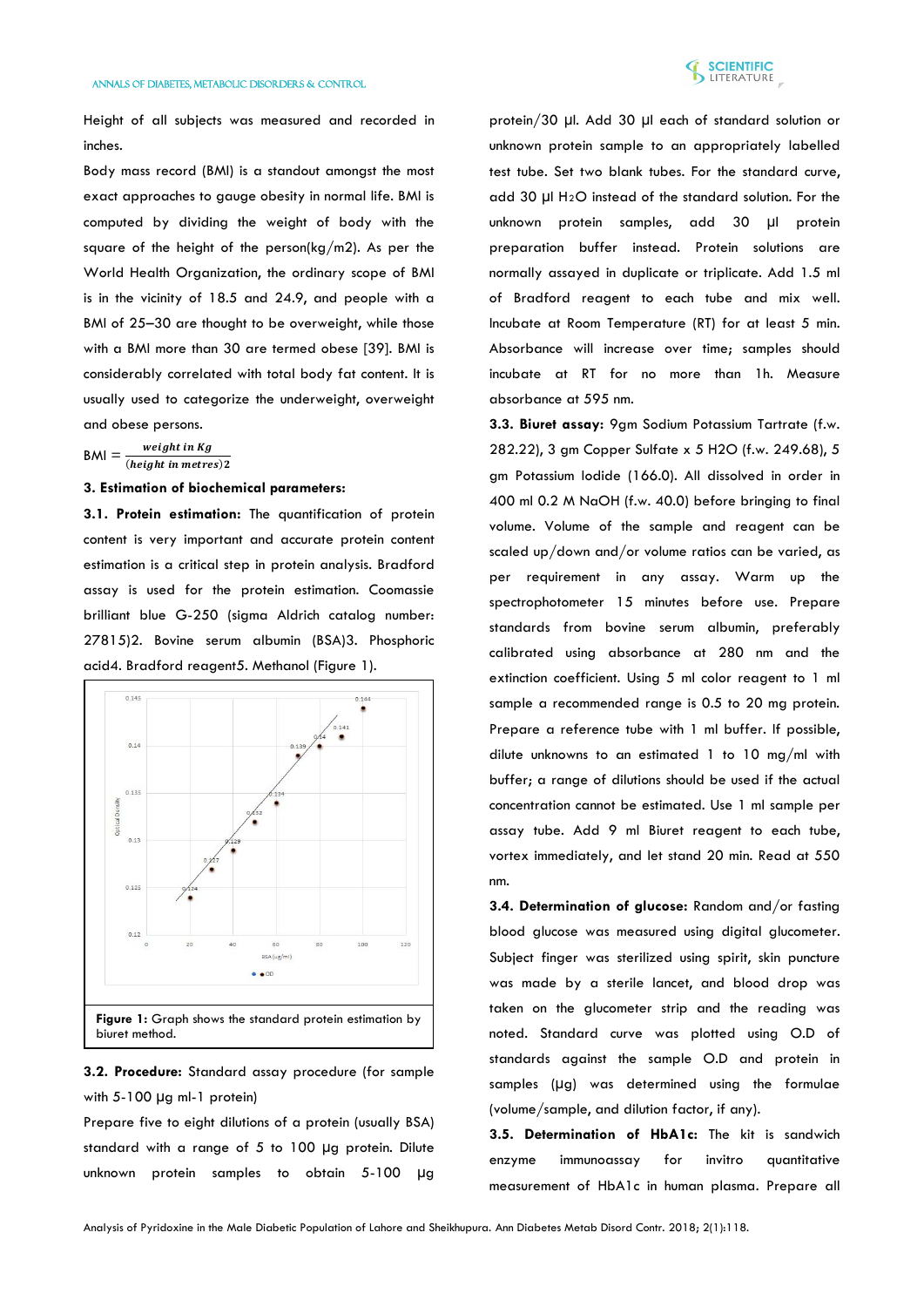Height of all subjects was measured and recorded in inches.

Body mass record (BMI) is a standout amongst the most exact approaches to gauge obesity in normal life. BMI is computed by dividing the weight of body with the square of the height of the person(kg/m2). As per the World Health Organization, the ordinary scope of BMI is in the vicinity of 18.5 and 24.9, and people with a BMI of 25–30 are thought to be overweight, while those with a BMI more than 30 are termed obese [39]. BMI is considerably correlated with total body fat content. It is usually used to categorize the underweight, overweight and obese persons.

$$\text{BMI} = \frac{\textit{weight in Kg}}{(\textit{height in metres})2}$$

### 3. Estimation of biochemical parameters:

**3.1. Protein estimation:** The quantification of protein content is very important and accurate protein content estimation is a critical step in protein analysis. Bradford assay is used for the protein estimation. Coomassie brilliant blue G-250 (sigma Aldrich catalog number: 27815)2. Bovine serum albumin (BSA)3. Phosphoric acid4. Bradford reagent5. Methanol (Figure 1).

**Figure 1:** Graph shows the standard protein estimation by biuret method.

**3.2. Procedure:** Standard assay procedure (for sample with 5-100 µg ml-1 protein)

Prepare five to eight dilutions of a protein (usually BSA) standard with a range of 5 to 100 µg protein. Dilute unknown protein samples to obtain 5-100 µg protein/30 µl. Add 30 µl each of standard solution or unknown protein sample to an appropriately labelled test tube. Set two blank tubes. For the standard curve, add 30 µl $H_2O$ instead of the standard solution. For the unknown protein samples, add 30 µl protein preparation buffer instead. Protein solutions are normally assayed in duplicate or triplicate. Add 1.5 ml of Bradford reagent to each tube and mix well. Incubate at Room Temperature (RT) for at least 5 min. Absorbance will increase over time; samples should incubate at RT for no more than 1h. Measure absorbance at 595 nm.

**3.3. Biuret assay:** 9gm Sodium Potassium Tartrate (f.w. 282.22), 3 gm Copper Sulfate x 5 H2O (f.w. 249.68), 5 gm Potassium Iodide (166.0). All dissolved in order in 400 ml 0.2 M NaOH (f.w. 40.0) before bringing to final volume. Volume of the sample and reagent can be scaled up/down and/or volume ratios can be varied, as per requirement in any assay. Warm up the spectrophotometer 15 minutes before use. Prepare standards from bovine serum albumin, preferably calibrated using absorbance at 280 nm and the extinction coefficient. Using 5 ml color reagent to 1 ml sample a recommended range is 0.5 to 20 mg protein. Prepare a reference tube with 1 ml buffer. If possible, dilute unknowns to an estimated 1 to 10 mg/ml with buffer; a range of dilutions should be used if the actual concentration cannot be estimated. Use 1 ml sample per assay tube. Add 9 ml Biuret reagent to each tube, vortex immediately, and let stand 20 min. Read at 550 nm.

**3.4. Determination of glucose:** Random and/or fasting blood glucose was measured using digital glucometer. Subject finger was sterilized using spirit, skin puncture was made by a sterile lancet, and blood drop was taken on the glucometer strip and the reading was noted. Standard curve was plotted using O.D of standards against the sample O.D and protein in samples (µg) was determined using the formulae (volume/sample, and dilution factor, if any).

**3.5. Determination of HbA1c:** The kit is sandwich enzyme immunoassay for invitro quantitative measurement of HbA1c in human plasma. Prepare all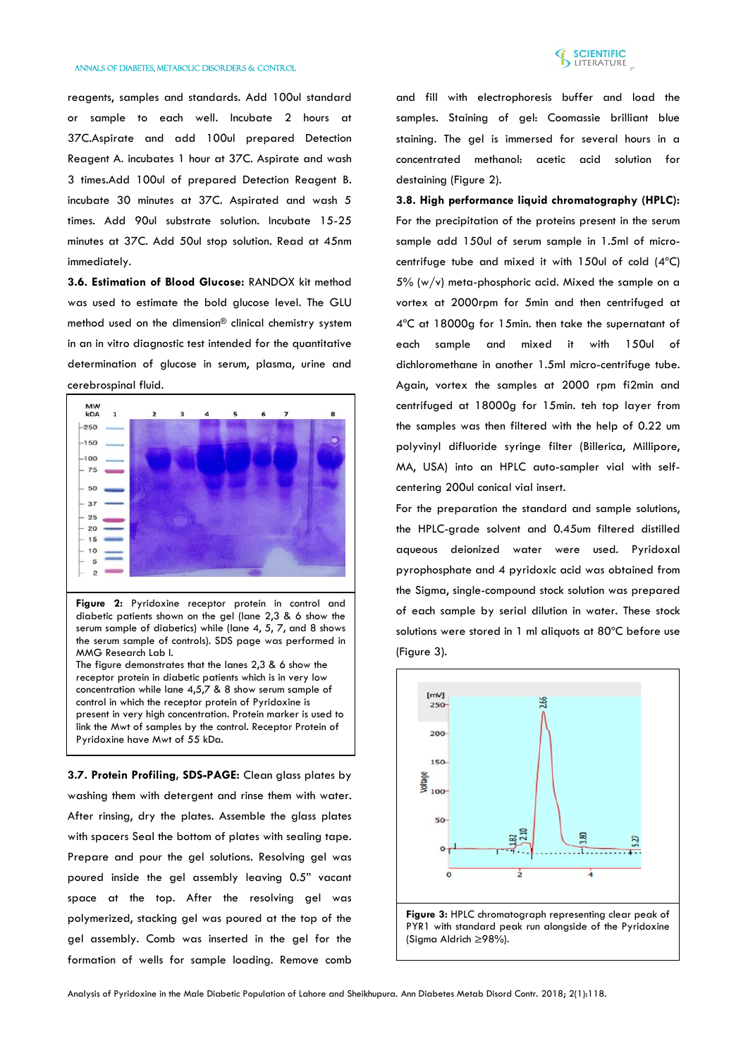reagents, samples and standards. Add 100ul standard or sample to each well. Incubate 2 hours at 37C.Aspirate and add 100ul prepared Detection Reagent A. incubates 1 hour at 37C. Aspirate and wash 3 times.Add 100ul of prepared Detection Reagent B. incubate 30 minutes at 37C. Aspirated and wash 5 times. Add 90ul substrate solution. Incubate 15-25 minutes at 37C. Add 50ul stop solution. Read at 45nm immediately.

**3.6. Estimation of Blood Glucose:** RANDOX kit method was used to estimate the bold glucose level. The GLU method used on the dimension® clinical chemistry system in an in vitro diagnostic test intended for the quantitative determination of glucose in serum, plasma, urine and cerebrospinal fluid.

**Figure 2:** Pyridoxine receptor protein in control and diabetic patients shown on the gel (lane 2,3 & 6 show the serum sample of diabetics) while (lane 4, 5, 7, and 8 shows the serum sample of controls). SDS page was performed in MMG Research Lab I.
The figure demonstrates that the lanes 2,3 & 6 show the receptor protein in diabetic patients which is in very low concentration while lane 4,5,7 & 8 show serum sample of control in which the receptor protein of Pyridoxine is present in very high concentration. Protein marker is used to link the Mwt of samples by the control. Receptor Protein of Pyridoxine have Mwt of 55 kDa.

**3.7. Protein Profiling, SDS-PAGE:** Clean glass plates by washing them with detergent and rinse them with water. After rinsing, dry the plates. Assemble the glass plates with spacers Seal the bottom of plates with sealing tape. Prepare and pour the gel solutions. Resolving gel was poured inside the gel assembly leaving 0.5" vacant space at the top. After the resolving gel was polymerized, stacking gel was poured at the top of the gel assembly. Comb was inserted in the gel for the formation of wells for sample loading. Remove comb and fill with electrophoresis buffer and load the samples. Staining of gel: Coomassie brilliant blue staining. The gel is immersed for several hours in a concentrated methanol: acetic acid solution for destaining (Figure 2).

**3.8. High performance liquid chromatography (HPLC):** For the precipitation of the proteins present in the serum sample add 150ul of serum sample in 1.5ml of micro-centrifuge tube and mixed it with 150ul of cold (4°C) 5% (w/v) meta-phosphoric acid. Mixed the sample on a vortex at 2000rpm for 5min and then centrifuged at 4°C at 18000g for 15min. then take the supernatant of each sample and mixed it with 150ul of dichloromethane in another 1.5ml micro-centrifuge tube. Again, vortex the samples at 2000 rpm fi2min and centrifuged at 18000g for 15min. teh top layer from the samples was then filtered with the help of 0.22 um polyvinyl difluoride syringe filter (Billerica, Millipore, MA, USA) into an HPLC auto-sampler vial with self-centering 200ul conical vial insert.

For the preparation the standard and sample solutions, the HPLC-grade solvent and 0.45um filtered distilled aqueous deionized water were used. Pyridoxal pyrophosphate and 4 pyridoxic acid was obtained from the Sigma, single-compound stock solution was prepared of each sample by serial dilution in water. These stock solutions were stored in 1 ml aliquots at 80°C before use (Figure 3).

**Figure 3:** HPLC chromatograph representing clear peak of PYR1 with standard peak run alongside of the Pyridoxine (Sigma Aldrich ≥98%).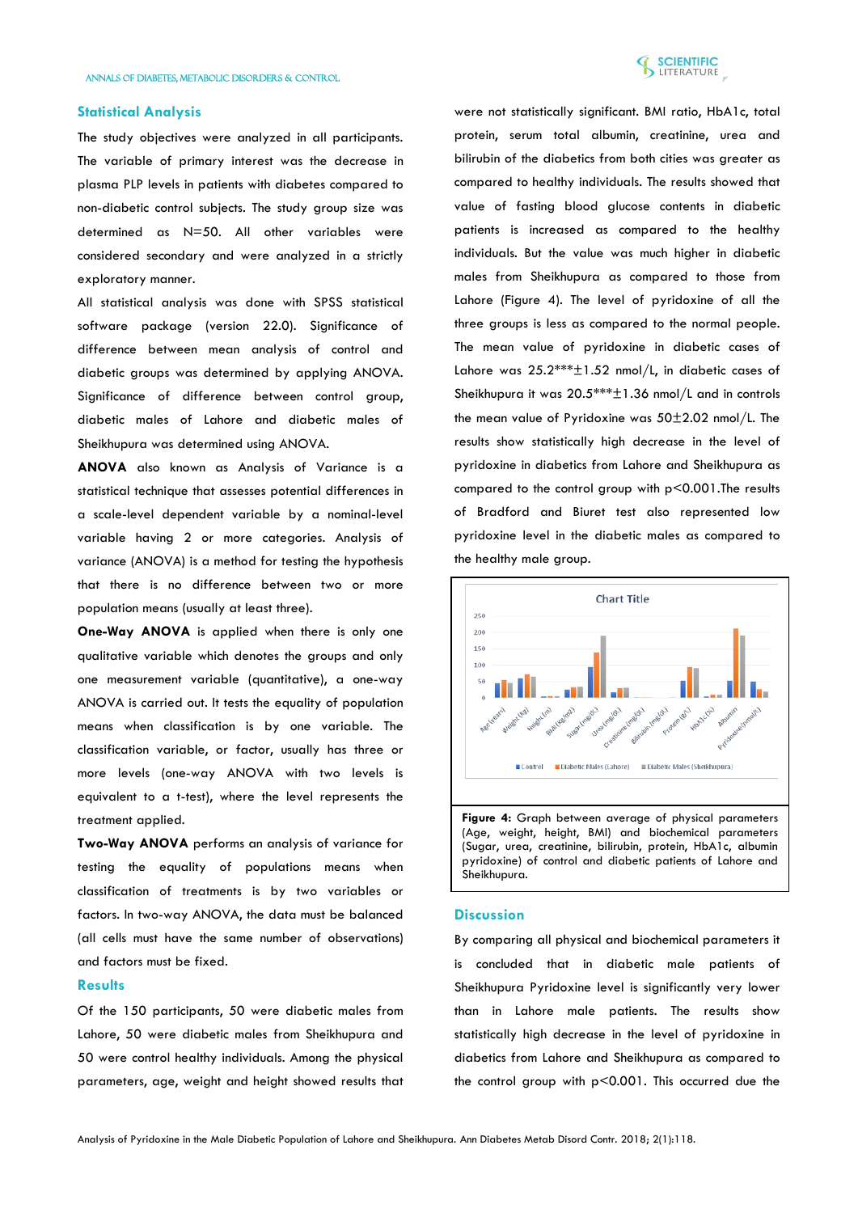## Statistical Analysis

The study objectives were analyzed in all participants. The variable of primary interest was the decrease in plasma PLP levels in patients with diabetes compared to non-diabetic control subjects. The study group size was determined as N=50. All other variables were considered secondary and were analyzed in a strictly exploratory manner.

All statistical analysis was done with SPSS statistical software package (version 22.0). Significance of difference between mean analysis of control and diabetic groups was determined by applying ANOVA. Significance of difference between control group, diabetic males of Lahore and diabetic males of Sheikhupura was determined using ANOVA.

**ANOVA** also known as Analysis of Variance is a statistical technique that assesses potential differences in a scale-level dependent variable by a nominal-level variable having 2 or more categories. Analysis of variance (ANOVA) is a method for testing the hypothesis that there is no difference between two or more population means (usually at least three).

**One-Way ANOVA** is applied when there is only one qualitative variable which denotes the groups and only one measurement variable (quantitative), a one-way ANOVA is carried out. It tests the equality of population means when classification is by one variable. The classification variable, or factor, usually has three or more levels (one-way ANOVA with two levels is equivalent to a t-test), where the level represents the treatment applied.

**Two-Way ANOVA** performs an analysis of variance for testing the equality of populations means when classification of treatments is by two variables or factors. In two-way ANOVA, the data must be balanced (all cells must have the same number of observations) and factors must be fixed.

## Results

Of the 150 participants, 50 were diabetic males from Lahore, 50 were diabetic males from Sheikhupura and 50 were control healthy individuals. Among the physical parameters, age, weight and height showed results that were not statistically significant. BMI ratio, HbA1c, total protein, serum total albumin, creatinine, urea and bilirubin of the diabetics from both cities was greater as compared to healthy individuals. The results showed that value of fasting blood glucose contents in diabetic patients is increased as compared to the healthy individuals. But the value was much higher in diabetic males from Sheikhupura as compared to those from Lahore (Figure 4). The level of pyridoxine of all the three groups is less as compared to the normal people. The mean value of pyridoxine in diabetic cases of Lahore was 25.2***±1.52 nmol/L, in diabetic cases of Sheikhupura it was 20.5***±1.36 nmol/L and in controls the mean value of Pyridoxine was 50±2.02 nmol/L. The results show statistically high decrease in the level of pyridoxine in diabetics from Lahore and Sheikhupura as compared to the control group with $p<0.001$. The results of Bradford and Biuret test also represented low pyridoxine level in the diabetic males as compared to the healthy male group.

**Figure 4:** Graph between average of physical parameters (Age, weight, height, BMI) and biochemical parameters (Sugar, urea, creatinine, bilirubin, protein, HbA1c, albumin pyridoxine) of control and diabetic patients of Lahore and Sheikhupura.

## Discussion

By comparing all physical and biochemical parameters it is concluded that in diabetic male patients of Sheikhupura Pyridoxine level is significantly very lower than in Lahore male patients. The results show statistically high decrease in the level of pyridoxine in diabetics from Lahore and Sheikhupura as compared to the control group with $p<0.001$. This occurred due the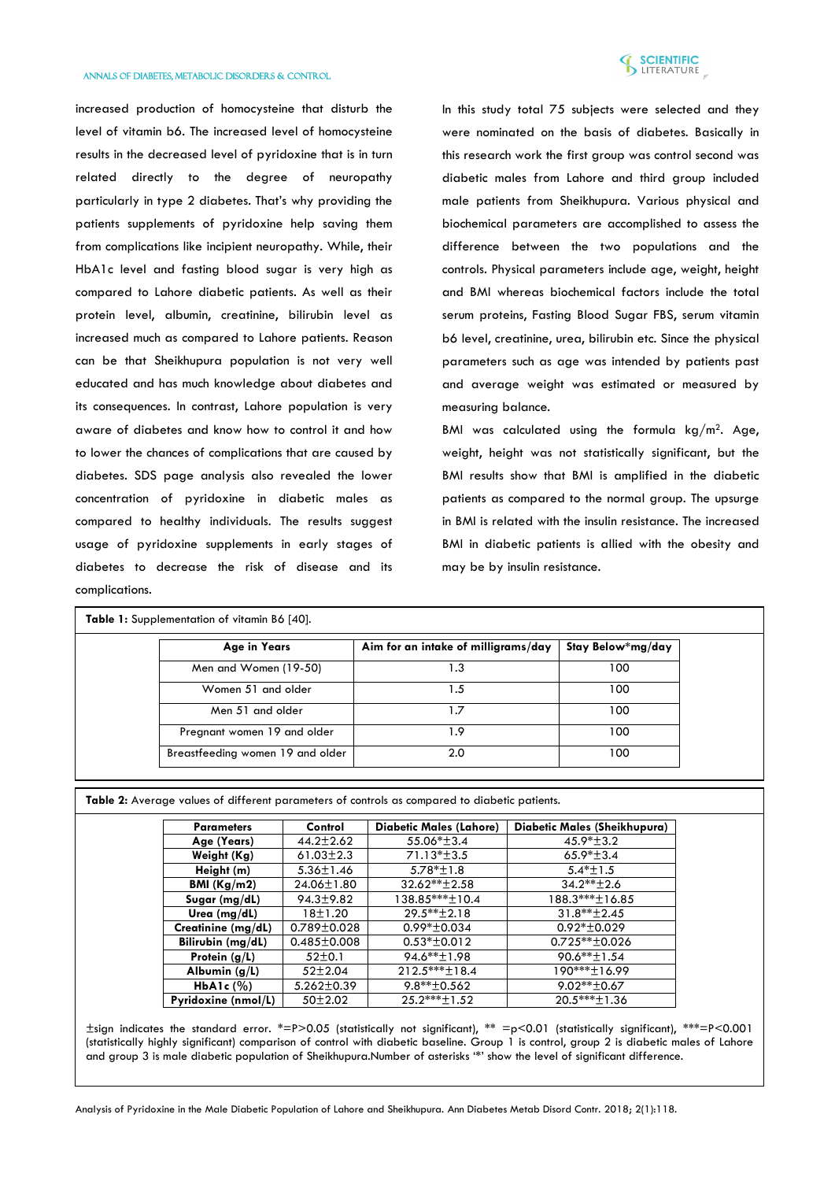increased production of homocysteine that disturb the level of vitamin b6. The increased level of homocysteine results in the decreased level of pyridoxine that is in turn related directly to the degree of neuropathy particularly in type 2 diabetes. That's why providing the patients supplements of pyridoxine help saving them from complications like incipient neuropathy. While, their HbA1c level and fasting blood sugar is very high as compared to Lahore diabetic patients. As well as their protein level, albumin, creatinine, bilirubin level as increased much as compared to Lahore patients. Reason can be that Sheikhupura population is not very well educated and has much knowledge about diabetes and its consequences. In contrast, Lahore population is very aware of diabetes and know how to control it and how to lower the chances of complications that are caused by diabetes. SDS page analysis also revealed the lower concentration of pyridoxine in diabetic males as compared to healthy individuals. The results suggest usage of pyridoxine supplements in early stages of diabetes to decrease the risk of disease and its complications.

In this study total 75 subjects were selected and they were nominated on the basis of diabetes. Basically in this research work the first group was control second was diabetic males from Lahore and third group included male patients from Sheikhupura. Various physical and biochemical parameters are accomplished to assess the difference between the two populations and the controls. Physical parameters include age, weight, height and BMI whereas biochemical factors include the total serum proteins, Fasting Blood Sugar FBS, serum vitamin b6 level, creatinine, urea, bilirubin etc. Since the physical parameters such as age was intended by patients past and average weight was estimated or measured by measuring balance.

BMI was calculated using the formula $kg/m^2$. Age, weight, height was not statistically significant, but the BMI results show that BMI is amplified in the diabetic patients as compared to the normal group. The upsurge in BMI is related with the insulin resistance. The increased BMI in diabetic patients is allied with the obesity and may be by insulin resistance.

**Table 1:** Supplementation of vitamin B6 [40].

| Age in Years | Aim for an intake of milligrams/day | Stay Below*mg/day |
| --- | --- | --- |
| Men and Women (19-50) | 1.3 | 100 |
| Women 51 and older | 1.5 | 100 |
| Men 51 and older | 1.7 | 100 |
| Pregnant women 19 and older | 1.9 | 100 |
| Breastfeeding women 19 and older | 2.0 | 100 |

**Table 2:** Average values of different parameters of controls as compared to diabetic patients.

| Parameters | Control | Diabetic Males (Lahore) | Diabetic Males (Sheikhupura) |
| --- | --- | --- | --- |
| **Age (Years)** | 44.2±2.62 | 55.06*±3.4 | 45.9*±3.2 |
| **Weight (Kg)** | 61.03±2.3 | 71.13*±3.5 | 65.9*±3.4 |
| **Height (m)** | 5.36±1.46 | 5.78*±1.8 | 5.4*±1.5 |
| **BMI (Kg/m2)** | 24.06±1.80 | 32.62**±2.58 | 34.2**±2.6 |
| **Sugar (mg/dL)** | 94.3±9.82 | 138.85***±10.4 | 188.3***±16.85 |
| **Urea (mg/dL)** | 18±1.20 | 29.5**±2.18 | 31.8**±2.45 |
| **Creatinine (mg/dL)** | 0.789±0.028 | 0.99*±0.034 | 0.92*±0.029 |
| **Bilirubin (mg/dL)** | 0.485±0.008 | 0.53*±0.012 | 0.725**±0.026 |
| **Protein (g/L)** | 52±0.1 | 94.6**±1.98 | 90.6**±1.54 |
| **Albumin (g/L)** | 52±2.04 | 212.5***±18.4 | 190***±16.99 |
| **HbA1c (%)** | 5.262±0.39 | 9.8**±0.562 | 9.02**±0.67 |
| **Pyridoxine (nmol/L)** | 50±2.02 | 25.2***±1.52 | 20.5***±1.36 |

±sign indicates the standard error. *=P>0.05 (statistically not significant), ** =p<0.01 (statistically significant), ***=P<0.001 (statistically highly significant) comparison of control with diabetic baseline. Group 1 is control, group 2 is diabetic males of Lahore and group 3 is male diabetic population of Sheikhupura.Number of asterisks '*' show the level of significant difference.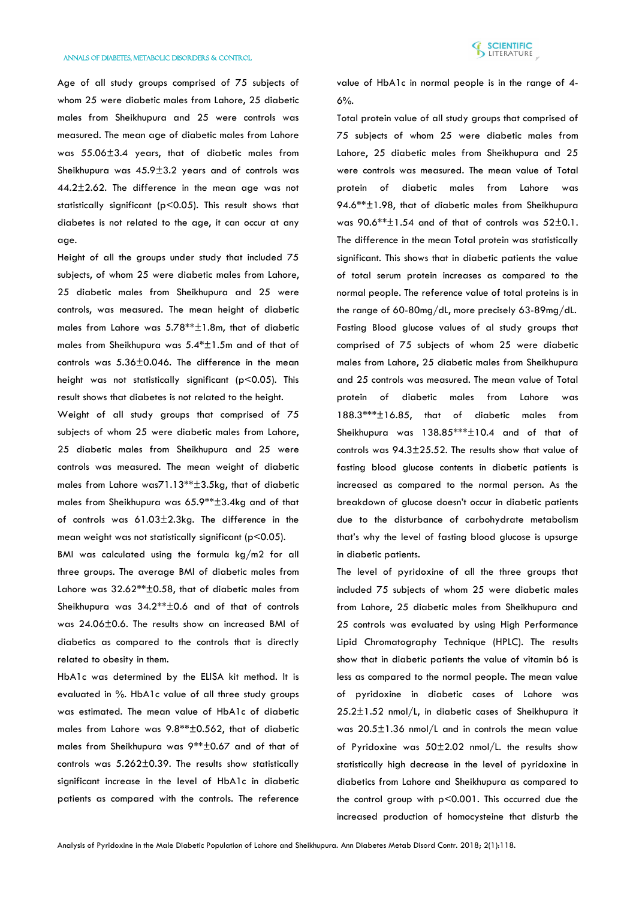Age of all study groups comprised of 75 subjects of whom 25 were diabetic males from Lahore, 25 diabetic males from Sheikhupura and 25 were controls was measured. The mean age of diabetic males from Lahore was 55.06±3.4 years, that of diabetic males from Sheikhupura was 45.9±3.2 years and of controls was 44.2±2.62. The difference in the mean age was not statistically significant ($p<0.05$). This result shows that diabetes is not related to the age, it can occur at any age.

Height of all the groups under study that included 75 subjects, of whom 25 were diabetic males from Lahore, 25 diabetic males from Sheikhupura and 25 were controls, was measured. The mean height of diabetic males from Lahore was 5.78**±1.8m, that of diabetic males from Sheikhupura was 5.4*±1.5m and of that of controls was 5.36±0.046. The difference in the mean height was not statistically significant ($p<0.05$). This result shows that diabetes is not related to the height.

Weight of all study groups that comprised of 75 subjects of whom 25 were diabetic males from Lahore, 25 diabetic males from Sheikhupura and 25 were controls was measured. The mean weight of diabetic males from Lahore was71.13**±3.5kg, that of diabetic males from Sheikhupura was 65.9**±3.4kg and of that of controls was 61.03±2.3kg. The difference in the mean weight was not statistically significant ($p<0.05$).

BMI was calculated using the formula kg/m2 for all three groups. The average BMI of diabetic males from Lahore was 32.62**±0.58, that of diabetic males from Sheikhupura was 34.2**±0.6 and of that of controls was 24.06±0.6. The results show an increased BMI of diabetics as compared to the controls that is directly related to obesity in them.

HbA1c was determined by the ELISA kit method. It is evaluated in %. HbA1c value of all three study groups was estimated. The mean value of HbA1c of diabetic males from Lahore was 9.8**±0.562, that of diabetic males from Sheikhupura was 9**±0.67 and of that of controls was 5.262±0.39. The results show statistically significant increase in the level of HbA1c in diabetic patients as compared with the controls. The reference value of HbA1c in normal people is in the range of 4-6%.

Total protein value of all study groups that comprised of 75 subjects of whom 25 were diabetic males from Lahore, 25 diabetic males from Sheikhupura and 25 were controls was measured. The mean value of Total protein of diabetic males from Lahore was 94.6**±1.98, that of diabetic males from Sheikhupura was 90.6**±1.54 and of that of controls was 52±0.1. The difference in the mean Total protein was statistically significant. This shows that in diabetic patients the value of total serum protein increases as compared to the normal people. The reference value of total proteins is in the range of 60-80mg/dL, more precisely 63-89mg/dL.

Fasting Blood glucose values of al study groups that comprised of 75 subjects of whom 25 were diabetic males from Lahore, 25 diabetic males from Sheikhupura and 25 controls was measured. The mean value of Total protein of diabetic males from Lahore was 188.3***±16.85, that of diabetic males from Sheikhupura was 138.85***±10.4 and of that of controls was 94.3±25.52. The results show that value of fasting blood glucose contents in diabetic patients is increased as compared to the normal person. As the breakdown of glucose doesn't occur in diabetic patients due to the disturbance of carbohydrate metabolism that's why the level of fasting blood glucose is upsurge in diabetic patients.

The level of pyridoxine of all the three groups that included 75 subjects of whom 25 were diabetic males from Lahore, 25 diabetic males from Sheikhupura and 25 controls was evaluated by using High Performance Lipid Chromatography Technique (HPLC). The results show that in diabetic patients the value of vitamin b6 is less as compared to the normal people. The mean value of pyridoxine in diabetic cases of Lahore was 25.2±1.52 nmol/L, in diabetic cases of Sheikhupura it was 20.5±1.36 nmol/L and in controls the mean value of Pyridoxine was 50±2.02 nmol/L. the results show statistically high decrease in the level of pyridoxine in diabetics from Lahore and Sheikhupura as compared to the control group with $p<0.001$. This occurred due the increased production of homocysteine that disturb the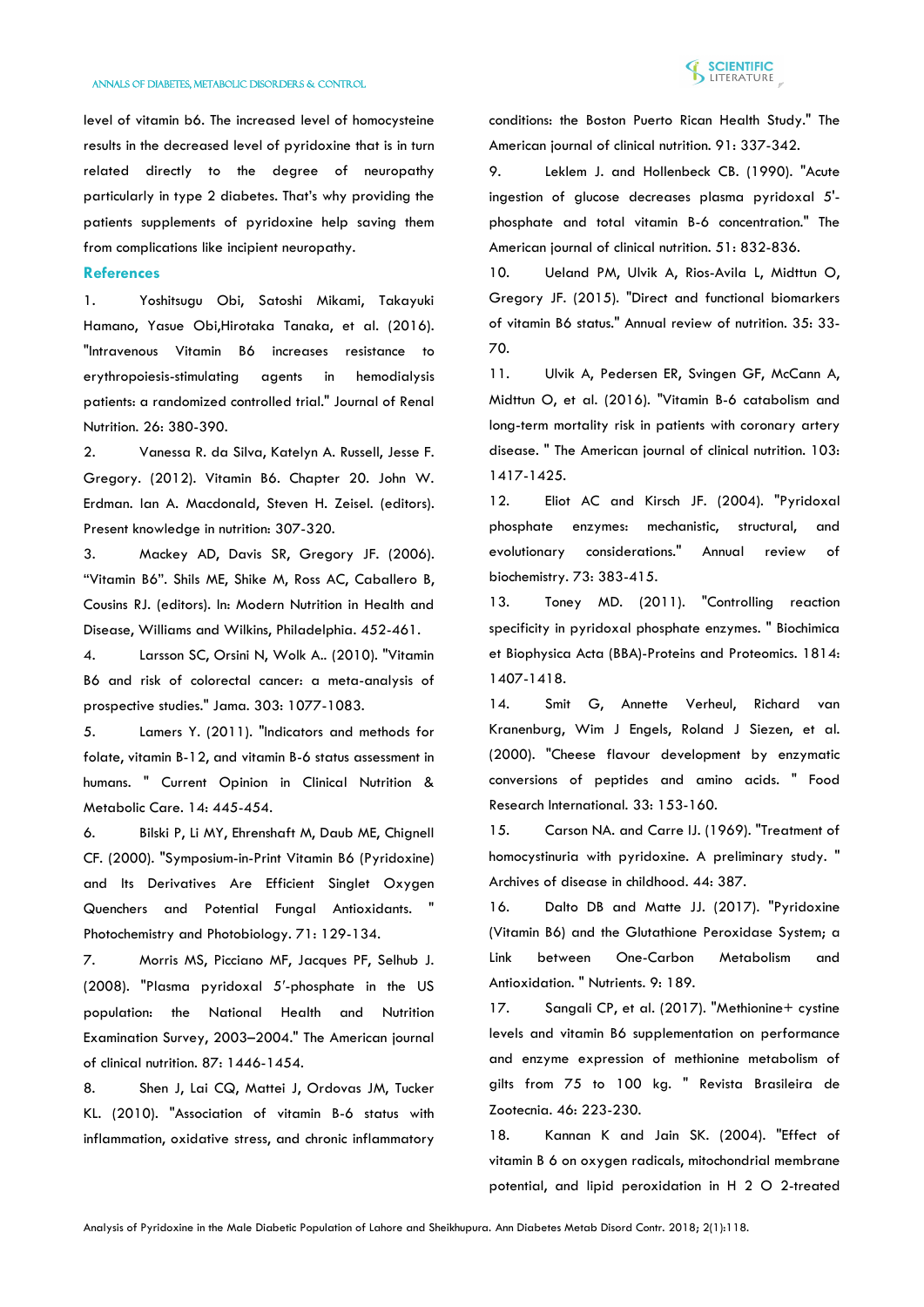level of vitamin b6. The increased level of homocysteine results in the decreased level of pyridoxine that is in turn related directly to the degree of neuropathy particularly in type 2 diabetes. That's why providing the patients supplements of pyridoxine help saving them from complications like incipient neuropathy.

## References

1. Yoshitsugu Obi, Satoshi Mikami, Takayuki Hamano, Yasue Obi,Hirotaka Tanaka, et al. (2016). "Intravenous Vitamin B6 increases resistance to erythropoiesis-stimulating agents in hemodialysis patients: a randomized controlled trial." Journal of Renal Nutrition. 26: 380-390.
2. Vanessa R. da Silva, Katelyn A. Russell, Jesse F. Gregory. (2012). Vitamin B6. Chapter 20. John W. Erdman. Ian A. Macdonald, Steven H. Zeisel. (editors). Present knowledge in nutrition: 307-320.
3. Mackey AD, Davis SR, Gregory JF. (2006). "Vitamin B6". Shils ME, Shike M, Ross AC, Caballero B, Cousins RJ. (editors). In: Modern Nutrition in Health and Disease, Williams and Wilkins, Philadelphia. 452-461.
4. Larsson SC, Orsini N, Wolk A.. (2010). "Vitamin B6 and risk of colorectal cancer: a meta-analysis of prospective studies." Jama. 303: 1077-1083.
5. Lamers Y. (2011). "Indicators and methods for folate, vitamin B-12, and vitamin B-6 status assessment in humans. " Current Opinion in Clinical Nutrition & Metabolic Care. 14: 445-454.
6. Bilski P, Li MY, Ehrenshaft M, Daub ME, Chignell CF. (2000). "Symposium-in-Print Vitamin B6 (Pyridoxine) and Its Derivatives Are Efficient Singlet Oxygen Quenchers and Potential Fungal Antioxidants. " Photochemistry and Photobiology. 71: 129-134.
7. Morris MS, Picciano MF, Jacques PF, Selhub J. (2008). "Plasma pyridoxal 5′-phosphate in the US population: the National Health and Nutrition Examination Survey, 2003–2004." The American journal of clinical nutrition. 87: 1446-1454.
8. Shen J, Lai CQ, Mattei J, Ordovas JM, Tucker KL. (2010). "Association of vitamin B-6 status with inflammation, oxidative stress, and chronic inflammatory conditions: the Boston Puerto Rican Health Study." The American journal of clinical nutrition. 91: 337-342.
9. Leklem J. and Hollenbeck CB. (1990). "Acute ingestion of glucose decreases plasma pyridoxal 5'-phosphate and total vitamin B-6 concentration." The American journal of clinical nutrition. 51: 832-836.
10. Ueland PM, Ulvik A, Rios-Avila L, Midttun O, Gregory JF. (2015). "Direct and functional biomarkers of vitamin B6 status." Annual review of nutrition. 35: 33-70.
11. Ulvik A, Pedersen ER, Svingen GF, McCann A, Midttun O, et al. (2016). "Vitamin B-6 catabolism and long-term mortality risk in patients with coronary artery disease. " The American journal of clinical nutrition. 103: 1417-1425.
12. Eliot AC and Kirsch JF. (2004). "Pyridoxal phosphate enzymes: mechanistic, structural, and evolutionary considerations." Annual review of biochemistry. 73: 383-415.
13. Toney MD. (2011). "Controlling reaction specificity in pyridoxal phosphate enzymes. " Biochimica et Biophysica Acta (BBA)-Proteins and Proteomics. 1814: 1407-1418.
14. Smit G, Annette Verheul, Richard van Kranenburg, Wim J Engels, Roland J Siezen, et al. (2000). "Cheese flavour development by enzymatic conversions of peptides and amino acids. " Food Research International. 33: 153-160.
15. Carson NA. and Carre IJ. (1969). "Treatment of homocystinuria with pyridoxine. A preliminary study. " Archives of disease in childhood. 44: 387.
16. Dalto DB and Matte JJ. (2017). "Pyridoxine (Vitamin B6) and the Glutathione Peroxidase System; a Link between One-Carbon Metabolism and Antioxidation. " Nutrients. 9: 189.
17. Sangali CP, et al. (2017). "Methionine+ cystine levels and vitamin B6 supplementation on performance and enzyme expression of methionine metabolism of gilts from 75 to 100 kg. " Revista Brasileira de Zootecnia. 46: 223-230.
18. Kannan K and Jain SK. (2004). "Effect of vitamin B 6 on oxygen radicals, mitochondrial membrane potential, and lipid peroxidation in H 2 O 2-treated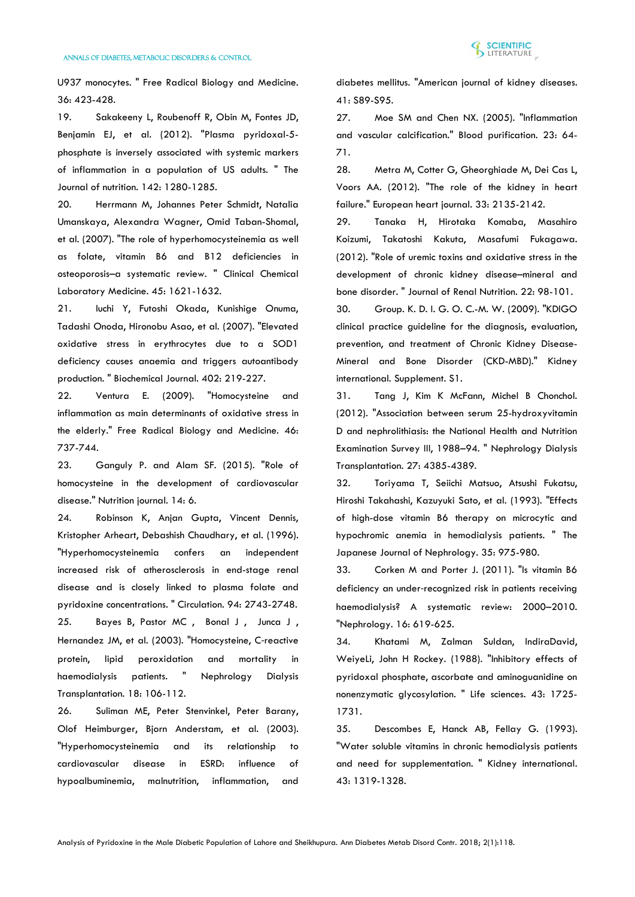U937 monocytes. " Free Radical Biology and Medicine. 36: 423-428.

19. Sakakeeny L, Roubenoff R, Obin M, Fontes JD, Benjamin EJ, et al. (2012). "Plasma pyridoxal-5-phosphate is inversely associated with systemic markers of inflammation in a population of US adults. " The Journal of nutrition. 142: 1280-1285.

20. Herrmann M, Johannes Peter Schmidt, Natalia Umanskaya, Alexandra Wagner, Omid Taban-Shomal, et al. (2007). "The role of hyperhomocysteinemia as well as folate, vitamin B6 and B12 deficiencies in osteoporosis–a systematic review. " Clinical Chemical Laboratory Medicine. 45: 1621-1632.

21. Iuchi Y, Futoshi Okada, Kunishige Onuma, Tadashi Onoda, Hironobu Asao, et al. (2007). "Elevated oxidative stress in erythrocytes due to a SOD1 deficiency causes anaemia and triggers autoantibody production. " Biochemical Journal. 402: 219-227.

22. Ventura E. (2009). "Homocysteine and inflammation as main determinants of oxidative stress in the elderly." Free Radical Biology and Medicine. 46: 737-744.

23. Ganguly P. and Alam SF. (2015). "Role of homocysteine in the development of cardiovascular disease." Nutrition journal. 14: 6.

24. Robinson K, Anjan Gupta, Vincent Dennis, Kristopher Arheart, Debashish Chaudhary, et al. (1996). "Hyperhomocysteinemia confers an independent increased risk of atherosclerosis in end-stage renal disease and is closely linked to plasma folate and pyridoxine concentrations. " Circulation. 94: 2743-2748.

25. Bayes B, Pastor MC , Bonal J , Junca J , Hernandez JM, et al. (2003). "Homocysteine, C-reactive protein, lipid peroxidation and mortality in haemodialysis patients. " Nephrology Dialysis Transplantation. 18: 106-112.

26. Suliman ME, Peter Stenvinkel, Peter Barany, Olof Heimburger, Bjorn Anderstam, et al. (2003). "Hyperhomocysteinemia and its relationship to cardiovascular disease in ESRD: influence of hypoalbuminemia, malnutrition, inflammation, and diabetes mellitus. "American journal of kidney diseases. 41: S89-S95.

27. Moe SM and Chen NX. (2005). "Inflammation and vascular calcification." Blood purification. 23: 64-71.

28. Metra M, Cotter G, Gheorghiade M, Dei Cas L, Voors AA. (2012). "The role of the kidney in heart failure." European heart journal. 33: 2135-2142.

29. Tanaka H, Hirotaka Komaba, Masahiro Koizumi, Takatoshi Kakuta, Masafumi Fukagawa. (2012). "Role of uremic toxins and oxidative stress in the development of chronic kidney disease–mineral and bone disorder. " Journal of Renal Nutrition. 22: 98-101.

30. Group. K. D. I. G. O. C.-M. W. (2009). "KDIGO clinical practice guideline for the diagnosis, evaluation, prevention, and treatment of Chronic Kidney Disease-Mineral and Bone Disorder (CKD-MBD)." Kidney international. Supplement. S1.

31. Tang J, Kim K McFann, Michel B Chonchol. (2012). "Association between serum 25-hydroxyvitamin D and nephrolithiasis: the National Health and Nutrition Examination Survey III, 1988–94. " Nephrology Dialysis Transplantation. 27: 4385-4389.

32. Toriyama T, Seiichi Matsuo, Atsushi Fukatsu, Hiroshi Takahashi, Kazuyuki Sato, et al. (1993). "Effects of high-dose vitamin B6 therapy on microcytic and hypochromic anemia in hemodialysis patients. " The Japanese Journal of Nephrology. 35: 975-980.

33. Corken M and Porter J. (2011). "Is vitamin B6 deficiency an under-recognized risk in patients receiving haemodialysis? A systematic review: 2000–2010. "Nephrology. 16: 619-625.

34. Khatami M, Zalman Suldan, IndiraDavid, WeiyeLi, John H Rockey. (1988). "Inhibitory effects of pyridoxal phosphate, ascorbate and aminoguanidine on nonenzymatic glycosylation. " Life sciences. 43: 1725-1731.

35. Descombes E, Hanck AB, Fellay G. (1993). "Water soluble vitamins in chronic hemodialysis patients and need for supplementation. " Kidney international. 43: 1319-1328.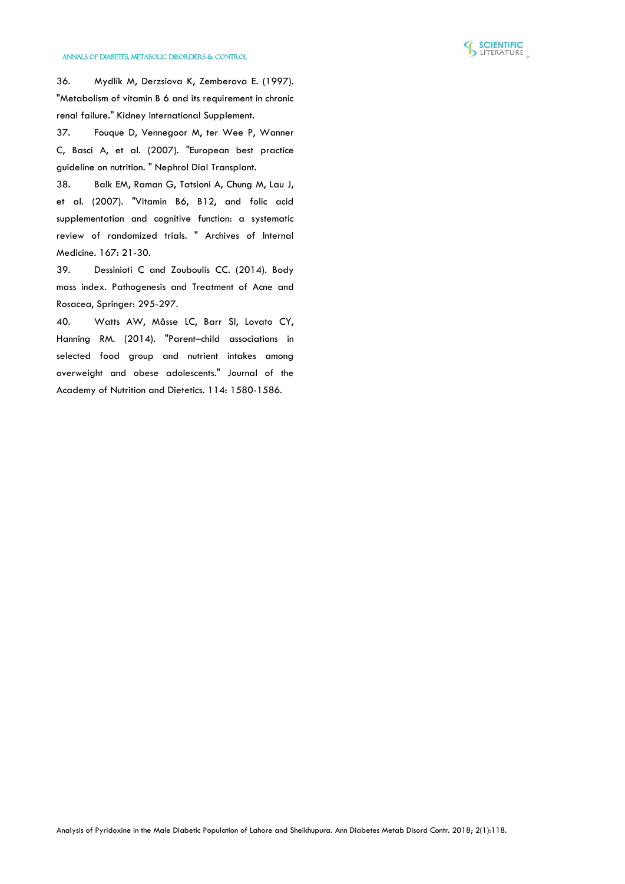36. Mydlík M, Derzsiova K, Zemberova E. (1997). "Metabolism of vitamin B 6 and its requirement in chronic renal failure." Kidney International Supplement.

37. Fouque D, Vennegoor M, ter Wee P, Wanner C, Basci A, et al. (2007). "European best practice guideline on nutrition. " Nephrol Dial Transplant.

38. Balk EM, Raman G, Tatsioni A, Chung M, Lau J, et al. (2007). "Vitamin B6, B12, and folic acid supplementation and cognitive function: a systematic review of randomized trials. " Archives of Internal Medicine. 167: 21-30.

39. Dessinioti C and Zouboulis CC. (2014). Body mass index. Pathogenesis and Treatment of Acne and Rosacea, Springer: 295-297.

40. Watts AW, Mâsse LC, Barr SI, Lovato CY, Hanning RM. (2014). "Parent–child associations in selected food group and nutrient intakes among overweight and obese adolescents." Journal of the Academy of Nutrition and Dietetics. 114: 1580-1586.